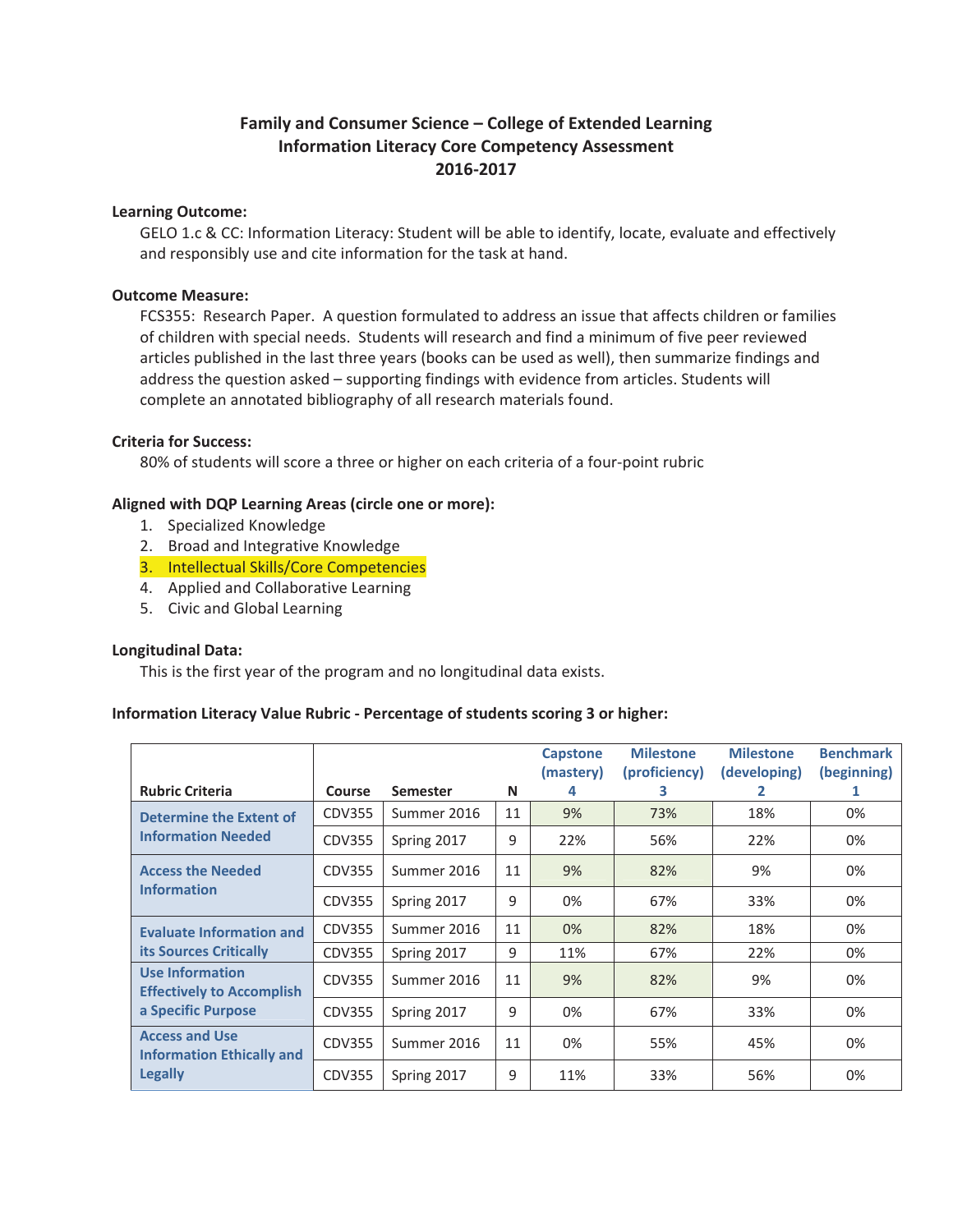# Family and Consumer Science – College of Extended Learning
# Information Literacy Core Competency Assessment
# 2016-2017

**Learning Outcome:**

GELO 1.c & CC: Information Literacy: Student will be able to identify, locate, evaluate and effectively and responsibly use and cite information for the task at hand.

**Outcome Measure:**

FCS355: Research Paper. A question formulated to address an issue that affects children or families of children with special needs. Students will research and find a minimum of five peer reviewed articles published in the last three years (books can be used as well), then summarize findings and address the question asked – supporting findings with evidence from articles. Students will complete an annotated bibliography of all research materials found.

**Criteria for Success:**

80% of students will score a three or higher on each criteria of a four-point rubric

**Aligned with DQP Learning Areas (circle one or more):**

1. Specialized Knowledge
2. Broad and Integrative Knowledge
3. Intellectual Skills/Core Competencies
4. Applied and Collaborative Learning
5. Civic and Global Learning

**Longitudinal Data:**

This is the first year of the program and no longitudinal data exists.

**Information Literacy Value Rubric - Percentage of students scoring 3 or higher:**

| Rubric Criteria | Course | Semester | N | Capstone (mastery) 4 | Milestone (proficiency) 3 | Milestone (developing) 2 | Benchmark (beginning) 1 |
|---|---|---|---|---|---|---|---|
| Determine the Extent of Information Needed | CDV355 | Summer 2016 | 11 | 9% | 73% | 18% | 0% |
| | CDV355 | Spring 2017 | 9 | 22% | 56% | 22% | 0% |
| Access the Needed Information | CDV355 | Summer 2016 | 11 | 9% | 82% | 9% | 0% |
| | CDV355 | Spring 2017 | 9 | 0% | 67% | 33% | 0% |
| Evaluate Information and its Sources Critically | CDV355 | Summer 2016 | 11 | 0% | 82% | 18% | 0% |
| | CDV355 | Spring 2017 | 9 | 11% | 67% | 22% | 0% |
| Use Information Effectively to Accomplish a Specific Purpose | CDV355 | Summer 2016 | 11 | 9% | 82% | 9% | 0% |
| | CDV355 | Spring 2017 | 9 | 0% | 67% | 33% | 0% |
| Access and Use Information Ethically and Legally | CDV355 | Summer 2016 | 11 | 0% | 55% | 45% | 0% |
| | CDV355 | Spring 2017 | 9 | 11% | 33% | 56% | 0% |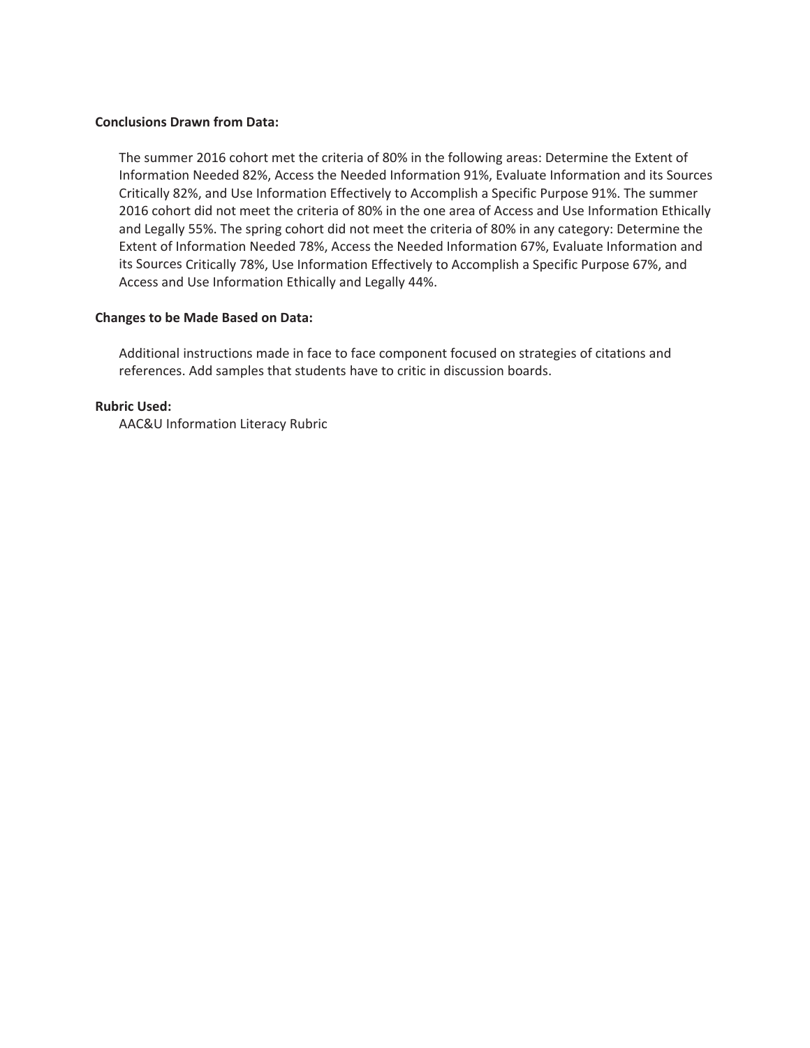**Conclusions Drawn from Data:**

The summer 2016 cohort met the criteria of 80% in the following areas: Determine the Extent of Information Needed 82%, Access the Needed Information 91%, Evaluate Information and its Sources Critically 82%, and Use Information Effectively to Accomplish a Specific Purpose 91%. The summer 2016 cohort did not meet the criteria of 80% in the one area of Access and Use Information Ethically and Legally 55%. The spring cohort did not meet the criteria of 80% in any category: Determine the Extent of Information Needed 78%, Access the Needed Information 67%, Evaluate Information and its Sources Critically 78%, Use Information Effectively to Accomplish a Specific Purpose 67%, and Access and Use Information Ethically and Legally 44%.

**Changes to be Made Based on Data:**

Additional instructions made in face to face component focused on strategies of citations and references. Add samples that students have to critic in discussion boards.

**Rubric Used:**

AAC&U Information Literacy Rubric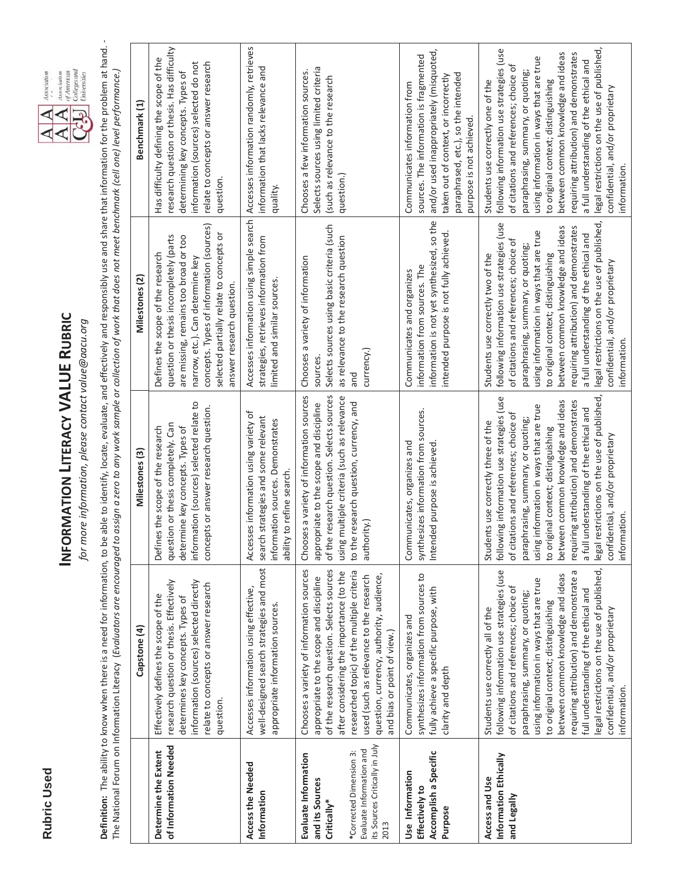## Rubric Used

# Information Literacy VALUE Rubric

*for more information, please contact value@aacu.org*

**Definition:** The ability to know when there is a need for information, to be able to identify, locate, evaluate, and effectively and responsibly use and share that information for the problem at hand. - The National Forum on Information Literacy (*Evaluators are encouraged to assign a zero to any work sample or collection of work that does not meet benchmark (cell one) level performance.*)

| | Capstone (4) | Milestones (3) | Milestones (2) | Benchmark (1) |
|---|---|---|---|---|
| **Determine the Extent of Information Needed** | Effectively defines the scope of the research question or thesis. Effectively determines key concepts. Types of information (sources) selected directly relate to concepts or answer research question. | Defines the scope of the research question or thesis completely. Can determine key concepts. Types of information (sources) selected relate to concepts or answer research question. | Defines the scope of the research question or thesis incompletely (parts are missing, remains too broad or too narrow, etc.). Can determine key concepts. Types of information (sources) selected partially relate to concepts or answer research question. | Has difficulty defining the scope of the research question or thesis. Has difficulty determining key concepts. Types of information (sources) selected do not relate to concepts or answer research question. |
| **Access the Needed Information** | Accesses information using effective, well-designed search strategies and most appropriate information sources. | Accesses information using variety of search strategies and some relevant information sources. Demonstrates ability to refine search. | Accesses information using simple search strategies, retrieves information from limited and similar sources. | Accesses information randomly, retrieves information that lacks relevance and quality. |
| **Evaluate Information and its Sources Critically*** <br> *Corrected Dimension 3: Evaluate Information and its Sources Critically in July 2013 | Chooses a variety of information sources appropriate to the scope and discipline of the research question. Selects sources after considering the importance (to the researched topic) of the multiple criteria used (such as relevance to the research question, currency, authority, audience, and bias or point of view.) | Chooses a variety of information sources appropriate to the scope and discipline of the research question. Selects sources using multiple criteria (such as relevance to the research question, currency, and authority.) | Chooses a variety of information sources. Selects sources using basic criteria (such as relevance to the research question and currency.) | Chooses a few information sources. Selects sources using limited criteria (such as relevance to the research question.) |
| **Use Information Effectively to Accomplish a Specific Purpose** | Communicates, organizes and synthesizes information from sources to fully achieve a specific purpose, with clarity and depth | Communicates, organizes and synthesizes information from sources. Intended purpose is achieved. | Communicates and organizes information from sources. The information is not yet synthesized, so the intended purpose is not fully achieved. | Communicates information from sources. The information is fragmented and/or used inappropriately (misquoted, taken out of context, or incorrectly paraphrased, etc.), so the intended purpose is not achieved. |
| **Access and Use Information Ethically and Legally** | Students use correctly all of the following information use strategies (use of citations and references; choice of paraphrasing, summary, or quoting; using information in ways that are true to original context; distinguishing between common knowledge and ideas requiring attribution) and demonstrate a full understanding of the ethical and legal restrictions on the use of published, confidential, and/or proprietary information. | Students use correctly three of the following information use strategies (use of citations and references; choice of paraphrasing, summary, or quoting; using information in ways that are true to original context; distinguishing between common knowledge and ideas requiring attribution) and demonstrates a full understanding of the ethical and legal restrictions on the use of published, confidential, and/or proprietary information. | Students use correctly two of the following information use strategies (use of citations and references; choice of paraphrasing, summary, or quoting; using information in ways that are true to original context; distinguishing between common knowledge and ideas requiring attribution) and demonstrates a full understanding of the ethical and legal restrictions on the use of published, confidential, and/or proprietary information. | Students use correctly one of the following information use strategies (use of citations and references; choice of paraphrasing, summary, or quoting; using information in ways that are true to original context; distinguishing between common knowledge and ideas requiring attribution) and demonstrates a full understanding of the ethical and legal restrictions on the use of published, confidential, and/or proprietary information. |